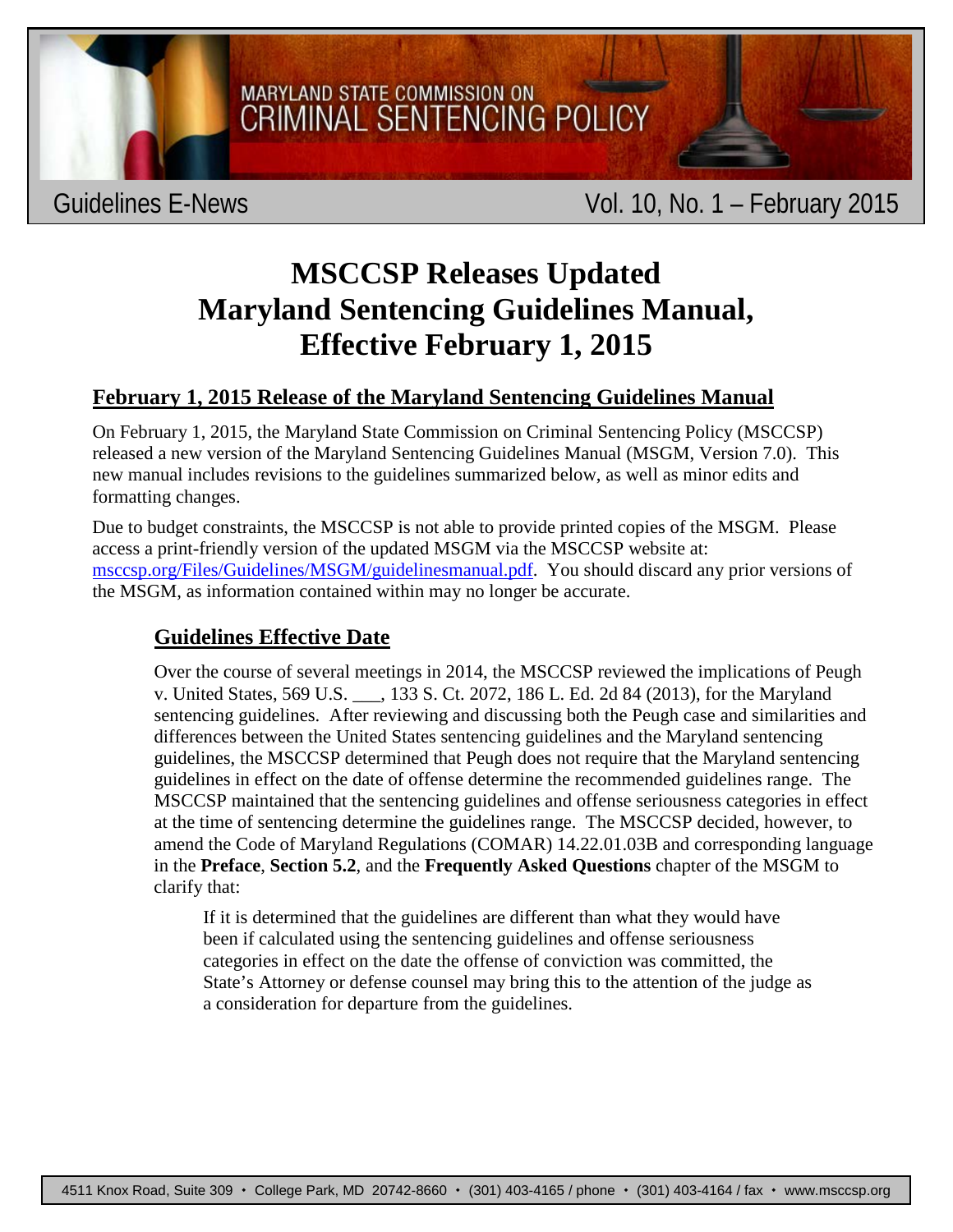MARYLAND STATE COMMISSION ON CRIMINAL SENTENCING POLICY

Guidelines E-News — Vol. 10, No. 1 – February 2015

# MSCCSP Releases Updated Maryland Sentencing Guidelines Manual, Effective February 1, 2015

## February 1, 2015 Release of the Maryland Sentencing Guidelines Manual

On February 1, 2015, the Maryland State Commission on Criminal Sentencing Policy (MSCCSP) released a new version of the Maryland Sentencing Guidelines Manual (MSGM, Version 7.0). This new manual includes revisions to the guidelines summarized below, as well as minor edits and formatting changes.

Due to budget constraints, the MSCCSP is not able to provide printed copies of the MSGM. Please access a print-friendly version of the updated MSGM via the MSCCSP website at: msccsp.org/Files/Guidelines/MSGM/guidelinesmanual.pdf. You should discard any prior versions of the MSGM, as information contained within may no longer be accurate.

### Guidelines Effective Date

Over the course of several meetings in 2014, the MSCCSP reviewed the implications of Peugh v. United States, 569 U.S. ___, 133 S. Ct. 2072, 186 L. Ed. 2d 84 (2013), for the Maryland sentencing guidelines. After reviewing and discussing both the Peugh case and similarities and differences between the United States sentencing guidelines and the Maryland sentencing guidelines, the MSCCSP determined that Peugh does not require that the Maryland sentencing guidelines in effect on the date of offense determine the recommended guidelines range. The MSCCSP maintained that the sentencing guidelines and offense seriousness categories in effect at the time of sentencing determine the guidelines range. The MSCCSP decided, however, to amend the Code of Maryland Regulations (COMAR) 14.22.01.03B and corresponding language in the **Preface**, **Section 5.2**, and the **Frequently Asked Questions** chapter of the MSGM to clarify that:

> If it is determined that the guidelines are different than what they would have been if calculated using the sentencing guidelines and offense seriousness categories in effect on the date the offense of conviction was committed, the State's Attorney or defense counsel may bring this to the attention of the judge as a consideration for departure from the guidelines.

4511 Knox Road, Suite 309 • College Park, MD 20742-8660 • (301) 403-4165 / phone • (301) 403-4164 / fax • www.msccsp.org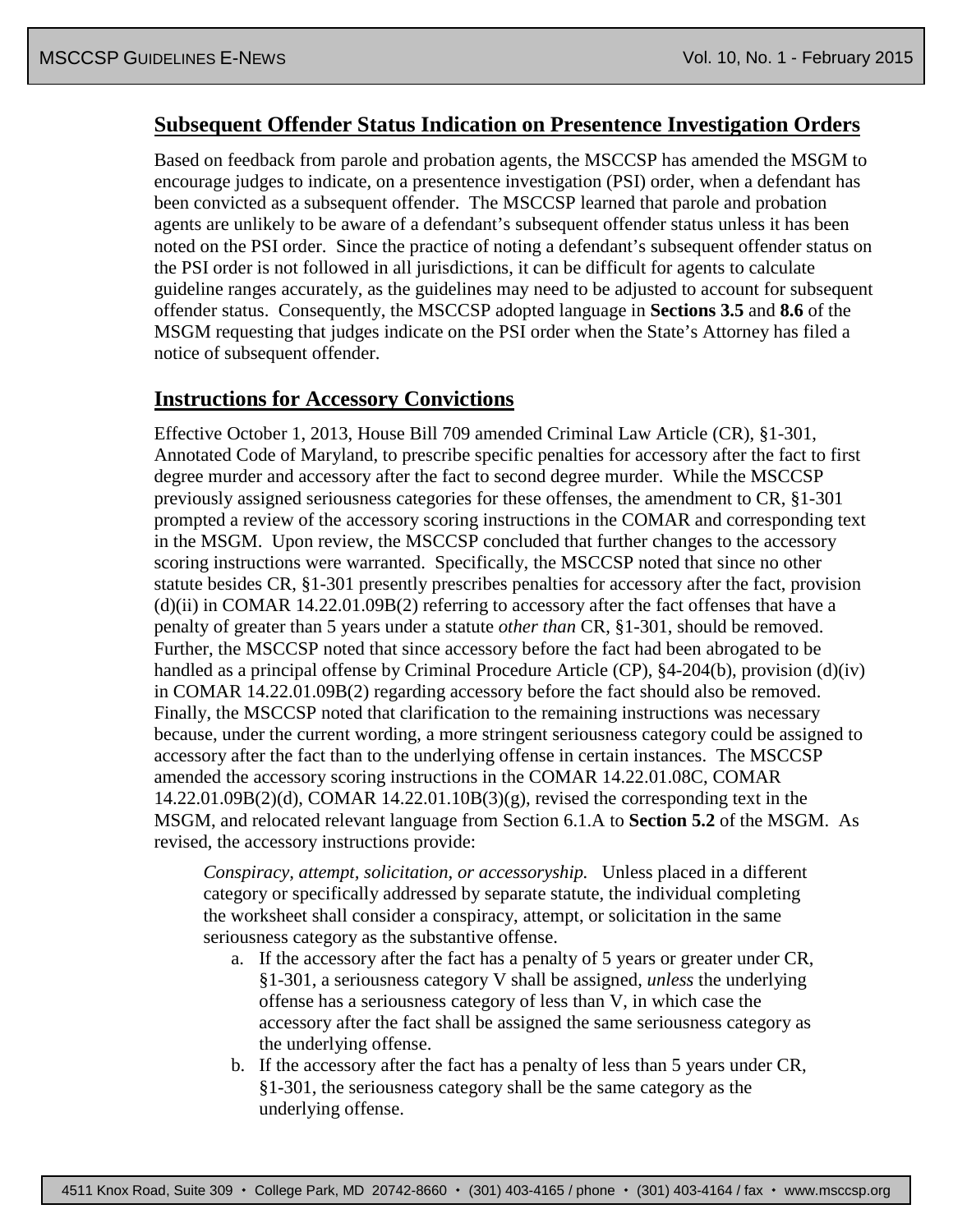## Subsequent Offender Status Indication on Presentence Investigation Orders

Based on feedback from parole and probation agents, the MSCCSP has amended the MSGM to encourage judges to indicate, on a presentence investigation (PSI) order, when a defendant has been convicted as a subsequent offender. The MSCCSP learned that parole and probation agents are unlikely to be aware of a defendant's subsequent offender status unless it has been noted on the PSI order. Since the practice of noting a defendant's subsequent offender status on the PSI order is not followed in all jurisdictions, it can be difficult for agents to calculate guideline ranges accurately, as the guidelines may need to be adjusted to account for subsequent offender status. Consequently, the MSCCSP adopted language in **Sections 3.5** and **8.6** of the MSGM requesting that judges indicate on the PSI order when the State's Attorney has filed a notice of subsequent offender.

## Instructions for Accessory Convictions

Effective October 1, 2013, House Bill 709 amended Criminal Law Article (CR), §1-301, Annotated Code of Maryland, to prescribe specific penalties for accessory after the fact to first degree murder and accessory after the fact to second degree murder. While the MSCCSP previously assigned seriousness categories for these offenses, the amendment to CR, §1-301 prompted a review of the accessory scoring instructions in the COMAR and corresponding text in the MSGM. Upon review, the MSCCSP concluded that further changes to the accessory scoring instructions were warranted. Specifically, the MSCCSP noted that since no other statute besides CR, §1-301 presently prescribes penalties for accessory after the fact, provision (d)(ii) in COMAR 14.22.01.09B(2) referring to accessory after the fact offenses that have a penalty of greater than 5 years under a statute *other than* CR, §1-301, should be removed. Further, the MSCCSP noted that since accessory before the fact had been abrogated to be handled as a principal offense by Criminal Procedure Article (CP), §4-204(b), provision (d)(iv) in COMAR 14.22.01.09B(2) regarding accessory before the fact should also be removed. Finally, the MSCCSP noted that clarification to the remaining instructions was necessary because, under the current wording, a more stringent seriousness category could be assigned to accessory after the fact than to the underlying offense in certain instances. The MSCCSP amended the accessory scoring instructions in the COMAR 14.22.01.08C, COMAR 14.22.01.09B(2)(d), COMAR 14.22.01.10B(3)(g), revised the corresponding text in the MSGM, and relocated relevant language from Section 6.1.A to **Section 5.2** of the MSGM. As revised, the accessory instructions provide:

> *Conspiracy, attempt, solicitation, or accessoryship.* Unless placed in a different category or specifically addressed by separate statute, the individual completing the worksheet shall consider a conspiracy, attempt, or solicitation in the same seriousness category as the substantive offense.
>
> a. If the accessory after the fact has a penalty of 5 years or greater under CR, §1-301, a seriousness category V shall be assigned, *unless* the underlying offense has a seriousness category of less than V, in which case the accessory after the fact shall be assigned the same seriousness category as the underlying offense.
> b. If the accessory after the fact has a penalty of less than 5 years under CR, §1-301, the seriousness category shall be the same category as the underlying offense.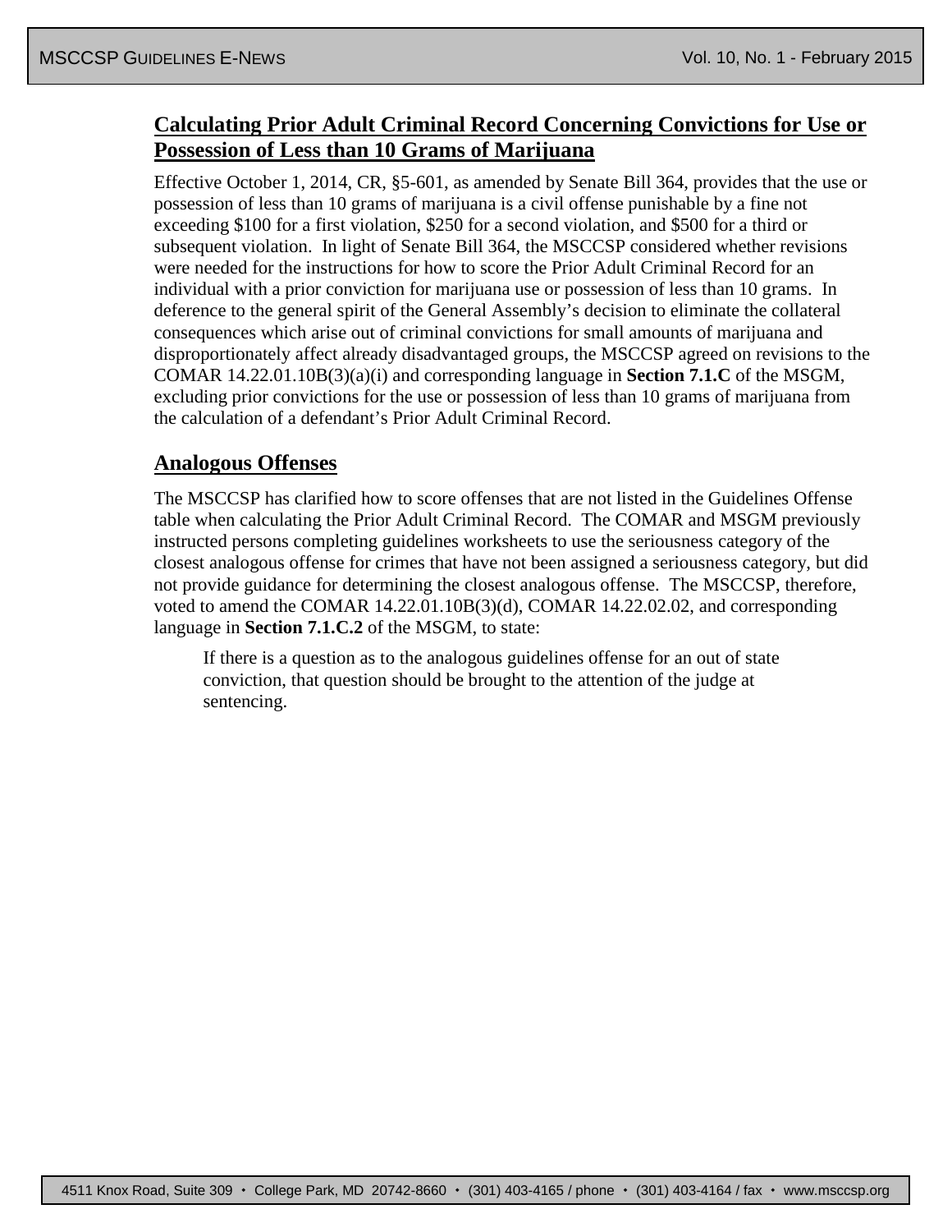## Calculating Prior Adult Criminal Record Concerning Convictions for Use or Possession of Less than 10 Grams of Marijuana

Effective October 1, 2014, CR, §5-601, as amended by Senate Bill 364, provides that the use or possession of less than 10 grams of marijuana is a civil offense punishable by a fine not exceeding $100 for a first violation, $250 for a second violation, and $500 for a third or subsequent violation. In light of Senate Bill 364, the MSCCSP considered whether revisions were needed for the instructions for how to score the Prior Adult Criminal Record for an individual with a prior conviction for marijuana use or possession of less than 10 grams. In deference to the general spirit of the General Assembly's decision to eliminate the collateral consequences which arise out of criminal convictions for small amounts of marijuana and disproportionately affect already disadvantaged groups, the MSCCSP agreed on revisions to the COMAR 14.22.01.10B(3)(a)(i) and corresponding language in **Section 7.1.C** of the MSGM, excluding prior convictions for the use or possession of less than 10 grams of marijuana from the calculation of a defendant's Prior Adult Criminal Record.

## Analogous Offenses

The MSCCSP has clarified how to score offenses that are not listed in the Guidelines Offense table when calculating the Prior Adult Criminal Record. The COMAR and MSGM previously instructed persons completing guidelines worksheets to use the seriousness category of the closest analogous offense for crimes that have not been assigned a seriousness category, but did not provide guidance for determining the closest analogous offense. The MSCCSP, therefore, voted to amend the COMAR 14.22.01.10B(3)(d), COMAR 14.22.02.02, and corresponding language in **Section 7.1.C.2** of the MSGM, to state:

> If there is a question as to the analogous guidelines offense for an out of state conviction, that question should be brought to the attention of the judge at sentencing.